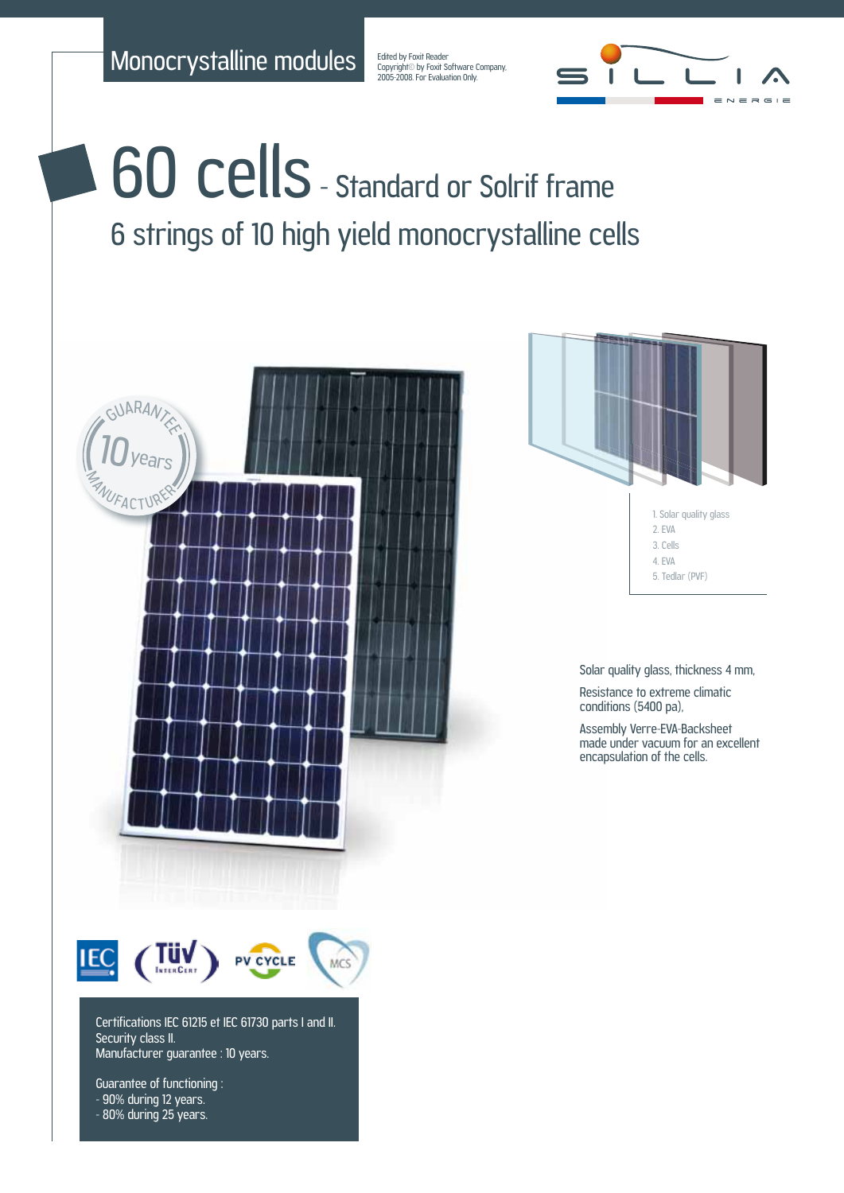Monocrystalline modules

Edited by Foxit Reader
Copyright© by Foxit Software Company, 2005-2008. For Evaluation Only.

# 60 cells - Standard or Solrif frame

## 6 strings of 10 high yield monocrystalline cells

GUARANTEE 10 years MANUFACTURER

1. Solar quality glass
2. EVA
3. Cells
4. EVA
5. Tedlar (PVF)

Solar quality glass, thickness 4 mm,

Resistance to extreme climatic conditions (5400 pa),

Assembly Verre-EVA-Backsheet made under vacuum for an excellent encapsulation of the cells.

Certifications IEC 61215 et IEC 61730 parts I and II.
Security class II.
Manufacturer guarantee : 10 years.

Guarantee of functioning :
- 90% during 12 years.
- 80% during 25 years.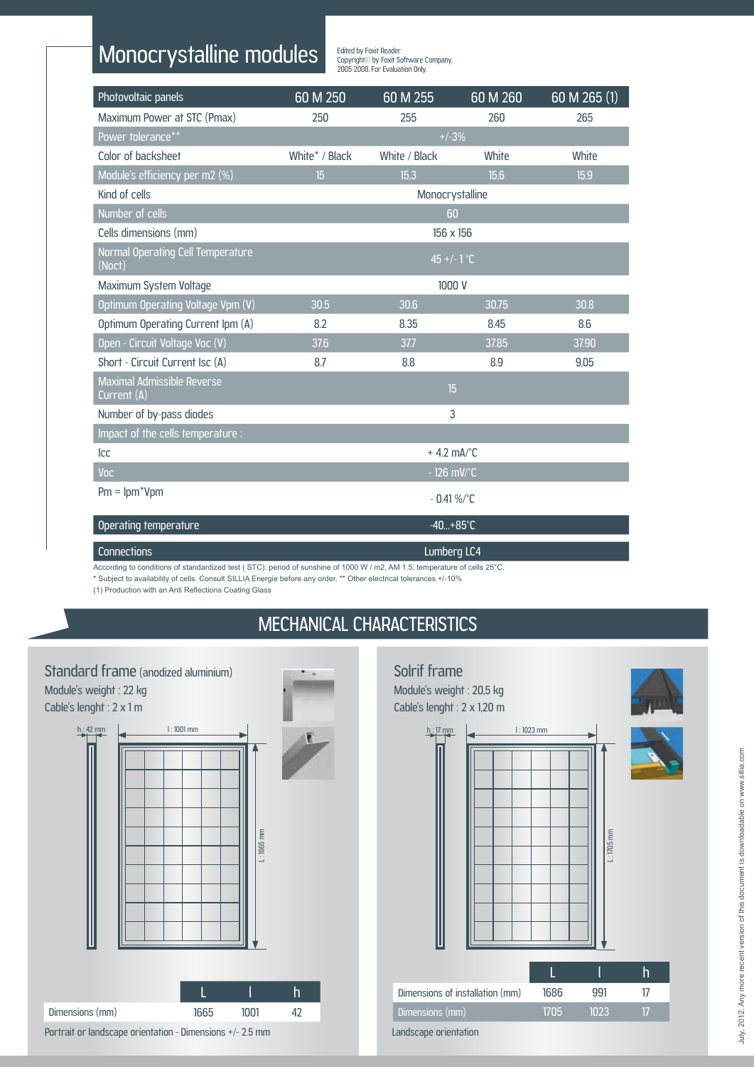# Monocrystalline modules

Edited by Foxit Reader
Copyright© by Foxit Software Company, 2005-2008. For Evaluation Only.

| Photovoltaic panels | 60 M 250 | 60 M 255 | 60 M 260 | 60 M 265 (1) |
|---|---|---|---|---|
| Maximum Power at STC (Pmax) | 250 | 255 | 260 | 265 |
| Power tolerance** | +/-3% | | | |
| Color of backsheet | White* / Black | White / Black | White | White |
| Module's efficiency per m2 (%) | 15 | 15,3 | 15,6 | 15,9 |
| Kind of cells | Monocrystalline | | | |
| Number of cells | 60 | | | |
| Cells dimensions (mm) | 156 x 156 | | | |
| Normal Operating Cell Temperature (Noct) | 45 +/- 1 °C | | | |
| Maximum System Voltage | 1000 V | | | |
| Optimum Operating Voltage Vpm (V) | 30.5 | 30.6 | 30.75 | 30.8 |
| Optimum Operating Current Ipm (A) | 8.2 | 8.35 | 8.45 | 8.6 |
| Open - Circuit Voltage Voc (V) | 37.6 | 37.7 | 37.85 | 37.90 |
| Short - Circuit Current Isc (A) | 8.7 | 8.8 | 8.9 | 9,05 |
| Maximal Admissible Reverse Current (A) | 15 | | | |
| Number of by-pass diodes | 3 | | | |
| Impact of the cells temperature : | | | | |
| Icc | + 4.2 mA/°C | | | |
| Voc | - 126 mV/°C | | | |
| Pm = Ipm*Vpm | - 0.41 %/°C | | | |
| Operating temperature | -40...+85°C | | | |
| Connections | Lumberg LC4 | | | |

According to conditions of standardized test ( STC): period of sunshine of 1000 W / m2, AM 1.5, temperature of cells 25°C.
* Subject to availability of cells. Consult SILLIA Energie before any order. ** Other electrical tolerances +/-10%
(1) Production with an Anti Reflections Coating Glass

## MECHANICAL CHARACTERISTICS

### Standard frame (anodized aluminium)

Module's weight : 22 kg
Cable's lenght : 2 x 1 m

h : 42 mm
l : 1001 mm
L : 1665 mm

| | L | l | h |
|---|---|---|---|
| Dimensions (mm) | 1665 | 1001 | 42 |

Portrait or landscape orientation - Dimensions +/- 2.5 mm

### Solrif frame

Module's weight : 20,5 kg
Cable's lenght : 2 x 1,20 m

h : 17 mm
l : 1023 mm
L : 1705 mm

| | L | l | h |
|---|---|---|---|
| Dimensions of installation (mm) | 1686 | 991 | 17 |
| Dimensions (mm) | 1705 | 1023 | 17 |

Landscape orientation

July, 2012. Any more recent version of this document is downloadable on www.sillia.com